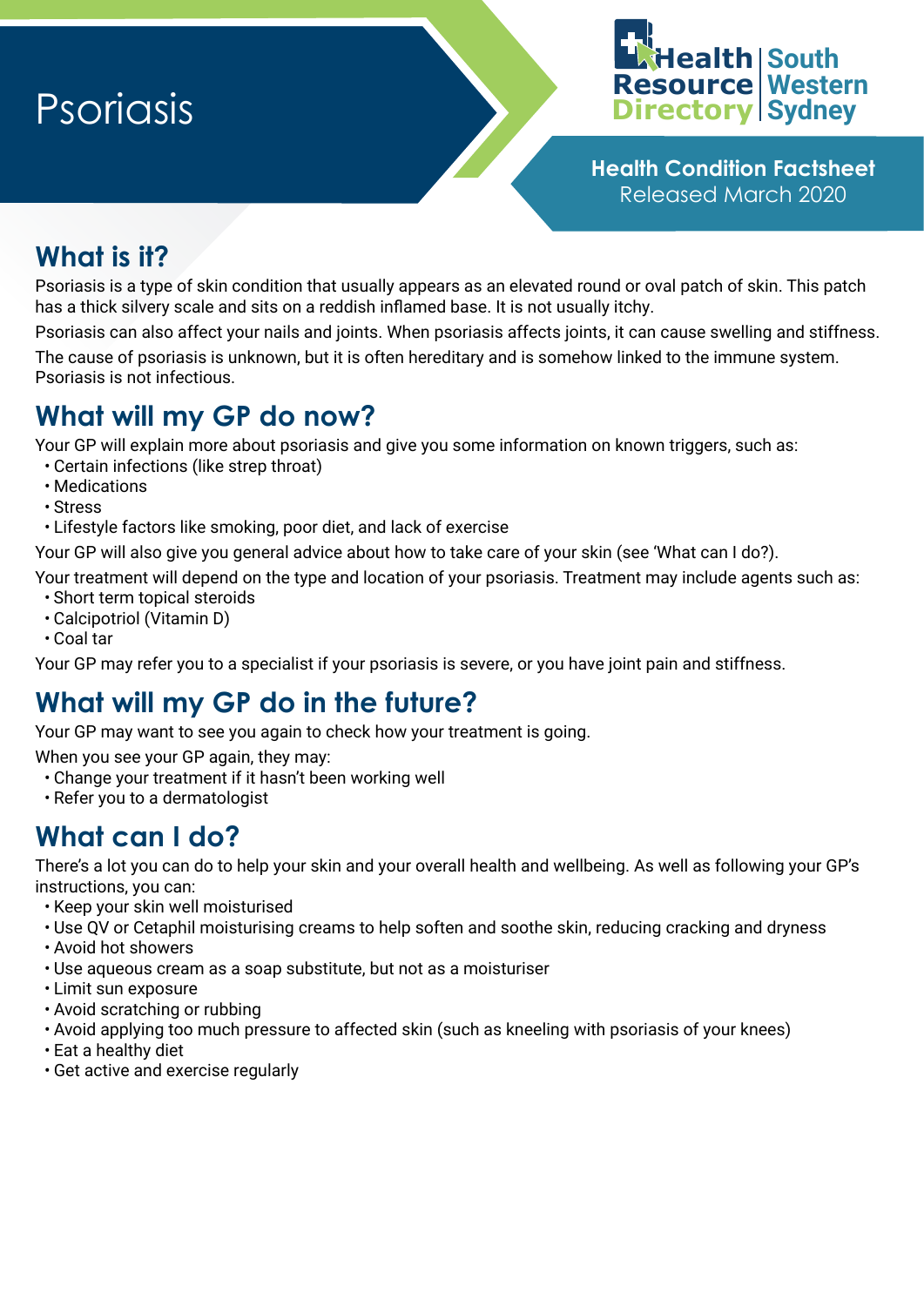# Psoriasis

Health Resource Directory | South Western Sydney

**Health Condition Factsheet**
Released March 2020

## What is it?

Psoriasis is a type of skin condition that usually appears as an elevated round or oval patch of skin. This patch has a thick silvery scale and sits on a reddish inflamed base. It is not usually itchy.

Psoriasis can also affect your nails and joints. When psoriasis affects joints, it can cause swelling and stiffness.

The cause of psoriasis is unknown, but it is often hereditary and is somehow linked to the immune system. Psoriasis is not infectious.

## What will my GP do now?

Your GP will explain more about psoriasis and give you some information on known triggers, such as:

- Certain infections (like strep throat)
- Medications
- Stress
- Lifestyle factors like smoking, poor diet, and lack of exercise

Your GP will also give you general advice about how to take care of your skin (see 'What can I do?).

Your treatment will depend on the type and location of your psoriasis. Treatment may include agents such as:

- Short term topical steroids
- Calcipotriol (Vitamin D)
- Coal tar

Your GP may refer you to a specialist if your psoriasis is severe, or you have joint pain and stiffness.

## What will my GP do in the future?

Your GP may want to see you again to check how your treatment is going.

When you see your GP again, they may:

- Change your treatment if it hasn't been working well
- Refer you to a dermatologist

## What can I do?

There's a lot you can do to help your skin and your overall health and wellbeing. As well as following your GP's instructions, you can:

- Keep your skin well moisturised
- Use QV or Cetaphil moisturising creams to help soften and soothe skin, reducing cracking and dryness
- Avoid hot showers
- Use aqueous cream as a soap substitute, but not as a moisturiser
- Limit sun exposure
- Avoid scratching or rubbing
- Avoid applying too much pressure to affected skin (such as kneeling with psoriasis of your knees)
- Eat a healthy diet
- Get active and exercise regularly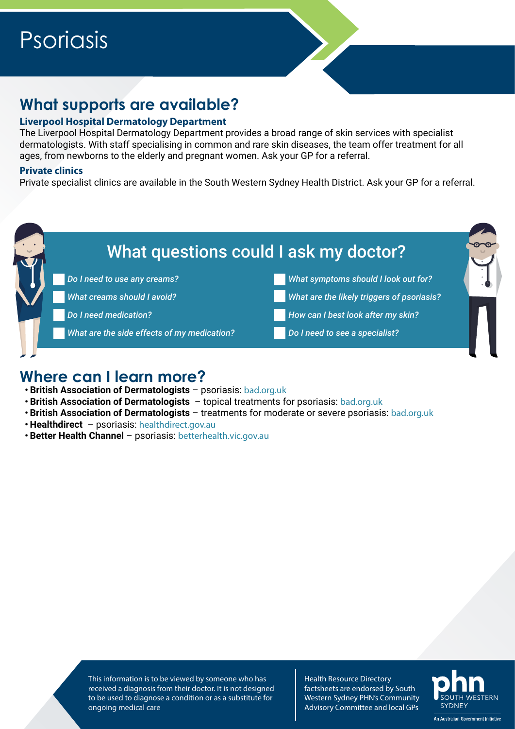# Psoriasis

## What supports are available?

### Liverpool Hospital Dermatology Department

The Liverpool Hospital Dermatology Department provides a broad range of skin services with specialist dermatologists. With staff specialising in common and rare skin diseases, the team offer treatment for all ages, from newborns to the elderly and pregnant women. Ask your GP for a referral.

### Private clinics

Private specialist clinics are available in the South Western Sydney Health District. Ask your GP for a referral.

## What questions could I ask my doctor?

- *Do I need to use any creams?*
- *What creams should I avoid?*
- *Do I need medication?*
- *What are the side effects of my medication?*
- *What symptoms should I look out for?*
- *What are the likely triggers of psoriasis?*
- *How can I best look after my skin?*
- *Do I need to see a specialist?*

## Where can I learn more?

- **British Association of Dermatologists** – psoriasis: bad.org.uk
- **British Association of Dermatologists** – topical treatments for psoriasis: bad.org.uk
- **British Association of Dermatologists** – treatments for moderate or severe psoriasis: bad.org.uk
- **Healthdirect** – psoriasis: healthdirect.gov.au
- **Better Health Channel** – psoriasis: betterhealth.vic.gov.au

This information is to be viewed by someone who has received a diagnosis from their doctor. It is not designed to be used to diagnose a condition or as a substitute for ongoing medical care

Health Resource Directory factsheets are endorsed by South Western Sydney PHN's Community Advisory Committee and local GPs

phn SOUTH WESTERN SYDNEY

An Australian Government Initiative